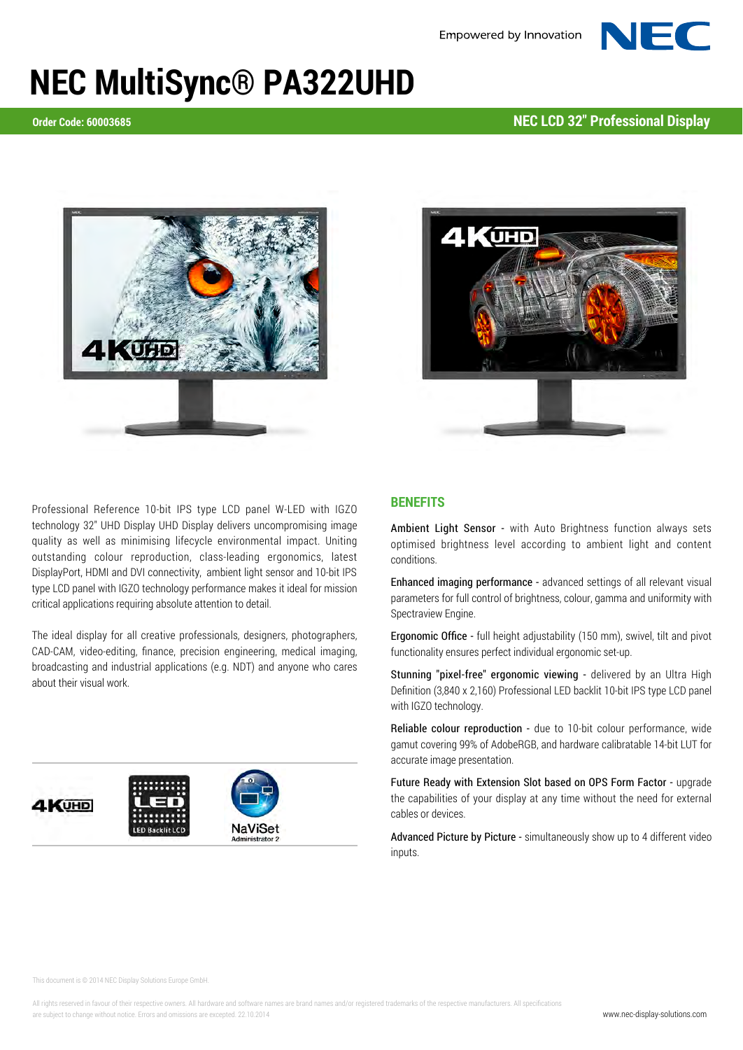Empowered by Innovation

# NEC MultiSync® PA322UHD

**Order Code: 60003685**

**NEC LCD 32" Professional Display**

Professional Reference 10-bit IPS type LCD panel W-LED with IGZO technology 32" UHD Display UHD Display delivers uncompromising image quality as well as minimising lifecycle environmental impact. Uniting outstanding colour reproduction, class-leading ergonomics, latest DisplayPort, HDMI and DVI connectivity, ambient light sensor and 10-bit IPS type LCD panel with IGZO technology performance makes it ideal for mission critical applications requiring absolute attention to detail.

The ideal display for all creative professionals, designers, photographers, CAD-CAM, video-editing, finance, precision engineering, medical imaging, broadcasting and industrial applications (e.g. NDT) and anyone who cares about their visual work.

## BENEFITS

**Ambient Light Sensor** - with Auto Brightness function always sets optimised brightness level according to ambient light and content conditions.

**Enhanced imaging performance** - advanced settings of all relevant visual parameters for full control of brightness, colour, gamma and uniformity with Spectraview Engine.

**Ergonomic Office** - full height adjustability (150 mm), swivel, tilt and pivot functionality ensures perfect individual ergonomic set-up.

**Stunning "pixel-free" ergonomic viewing** - delivered by an Ultra High Definition (3,840 x 2,160) Professional LED backlit 10-bit IPS type LCD panel with IGZO technology.

**Reliable colour reproduction** - due to 10-bit colour performance, wide gamut covering 99% of AdobeRGB, and hardware calibratable 14-bit LUT for accurate image presentation.

**Future Ready with Extension Slot based on OPS Form Factor** - upgrade the capabilities of your display at any time without the need for external cables or devices.

**Advanced Picture by Picture** - simultaneously show up to 4 different video inputs.

This document is © 2014 NEC Display Solutions Europe GmbH.

All rights reserved in favour of their respective owners. All hardware and software names are brand names and/or registered trademarks of the respective manufacturers. All specifications are subject to change without notice. Errors and omissions are excepted. 22.10.2014

www.nec-display-solutions.com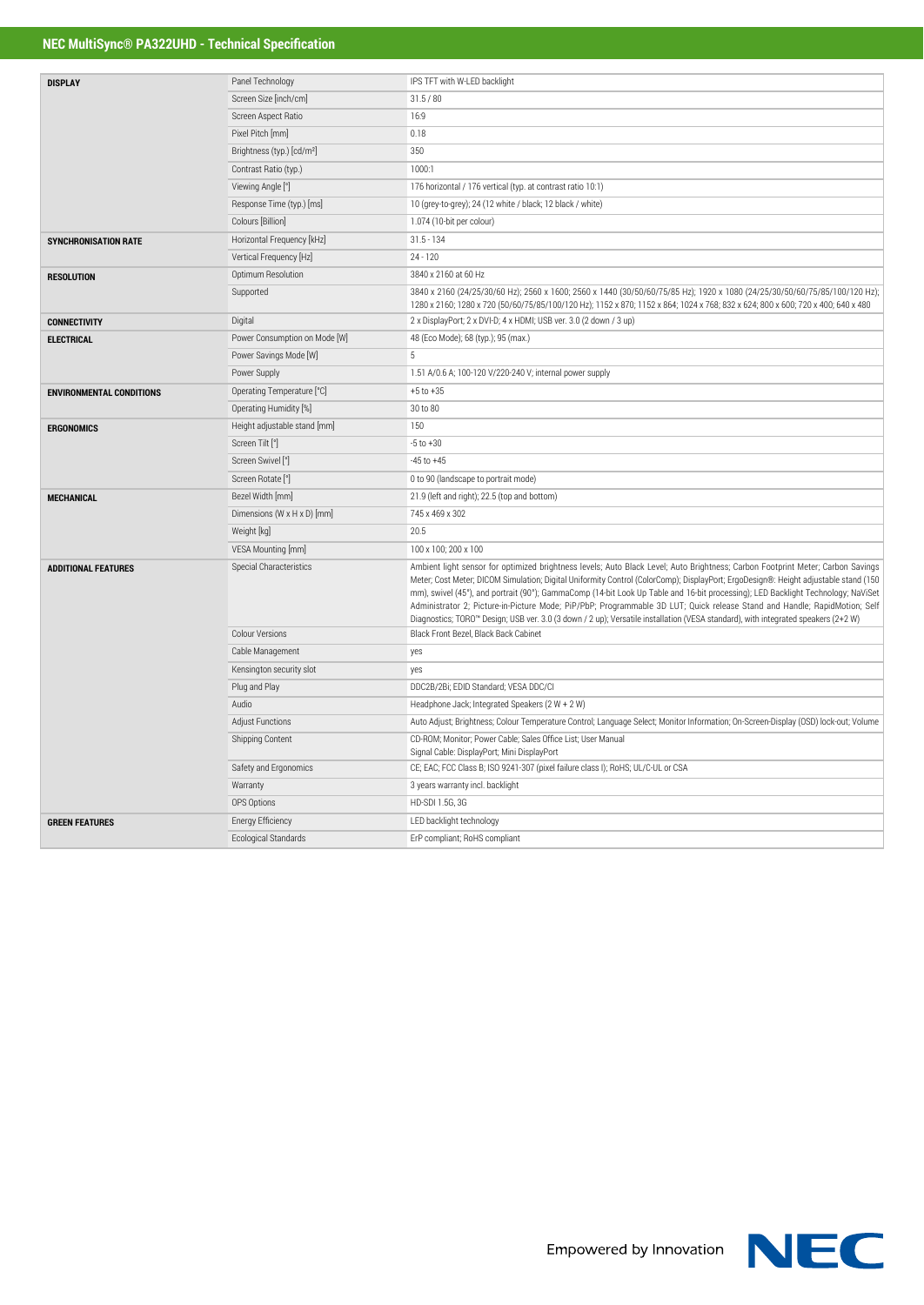## NEC MultiSync® PA322UHD - Technical Specification

| | | |
|---|---|---|
| **DISPLAY** | Panel Technology | IPS TFT with W-LED backlight |
| | Screen Size [inch/cm] | 31.5 / 80 |
| | Screen Aspect Ratio | 16:9 |
| | Pixel Pitch [mm] | 0.18 |
| | Brightness (typ.) [cd/m²] | 350 |
| | Contrast Ratio (typ.) | 1000:1 |
| | Viewing Angle [°] | 176 horizontal / 176 vertical (typ. at contrast ratio 10:1) |
| | Response Time (typ.) [ms] | 10 (grey-to-grey); 24 (12 white / black; 12 black / white) |
| | Colours [Billion] | 1.074 (10-bit per colour) |
| **SYNCHRONISATION RATE** | Horizontal Frequency [kHz] | 31.5 - 134 |
| | Vertical Frequency [Hz] | 24 - 120 |
| **RESOLUTION** | Optimum Resolution | 3840 x 2160 at 60 Hz |
| | Supported | 3840 x 2160 (24/25/30/60 Hz); 2560 x 1600; 2560 x 1440 (30/50/60/75/85 Hz); 1920 x 1080 (24/25/30/50/60/75/85/100/120 Hz); 1280 x 2160; 1280 x 720 (50/60/75/85/100/120 Hz); 1152 x 870; 1152 x 864; 1024 x 768; 832 x 624; 800 x 600; 720 x 400; 640 x 480 |
| **CONNECTIVITY** | Digital | 2 x DisplayPort; 2 x DVI-D; 4 x HDMI; USB ver. 3.0 (2 down / 3 up) |
| **ELECTRICAL** | Power Consumption on Mode [W] | 48 (Eco Mode); 68 (typ.); 95 (max.) |
| | Power Savings Mode [W] | 5 |
| | Power Supply | 1.51 A/0.6 A; 100-120 V/220-240 V; internal power supply |
| **ENVIRONMENTAL CONDITIONS** | Operating Temperature [°C] | +5 to +35 |
| | Operating Humidity [%] | 30 to 80 |
| **ERGONOMICS** | Height adjustable stand [mm] | 150 |
| | Screen Tilt [°] | -5 to +30 |
| | Screen Swivel [°] | -45 to +45 |
| | Screen Rotate [°] | 0 to 90 (landscape to portrait mode) |
| **MECHANICAL** | Bezel Width [mm] | 21.9 (left and right); 22.5 (top and bottom) |
| | Dimensions (W x H x D) [mm] | 745 x 469 x 302 |
| | Weight [kg] | 20.5 |
| | VESA Mounting [mm] | 100 x 100; 200 x 100 |
| **ADDITIONAL FEATURES** | Special Characteristics | Ambient light sensor for optimized brightness levels; Auto Black Level; Auto Brightness; Carbon Footprint Meter; Carbon Savings Meter; Cost Meter; DICOM Simulation; Digital Uniformity Control (ColorComp); DisplayPort; ErgoDesign®: Height adjustable stand (150 mm), swivel (45°), and portrait (90°); GammaComp (14-bit Look Up Table and 16-bit processing); LED Backlight Technology; NaViSet Administrator 2; Picture-in-Picture Mode; PiP/PbP; Programmable 3D LUT; Quick release Stand and Handle; RapidMotion; Self Diagnostics; TORO™ Design; USB ver. 3.0 (3 down / 2 up); Versatile installation (VESA standard), with integrated speakers (2+2 W) |
| | Colour Versions | Black Front Bezel, Black Back Cabinet |
| | Cable Management | yes |
| | Kensington security slot | yes |
| | Plug and Play | DDC2B/2Bi; EDID Standard; VESA DDC/CI |
| | Audio | Headphone Jack; Integrated Speakers (2 W + 2 W) |
| | Adjust Functions | Auto Adjust; Brightness; Colour Temperature Control; Language Select; Monitor Information; On-Screen-Display (OSD) lock-out; Volume |
| | Shipping Content | CD-ROM; Monitor; Power Cable; Sales Office List; User Manual<br>Signal Cable: DisplayPort; Mini DisplayPort |
| | Safety and Ergonomics | CE; EAC; FCC Class B; ISO 9241-307 (pixel failure class I); RoHS; UL/C-UL or CSA |
| | Warranty | 3 years warranty incl. backlight |
| | OPS Options | HD-SDI 1.5G, 3G |
| **GREEN FEATURES** | Energy Efficiency | LED backlight technology |
| | Ecological Standards | ErP compliant; RoHS compliant |

Empowered by Innovation NEC